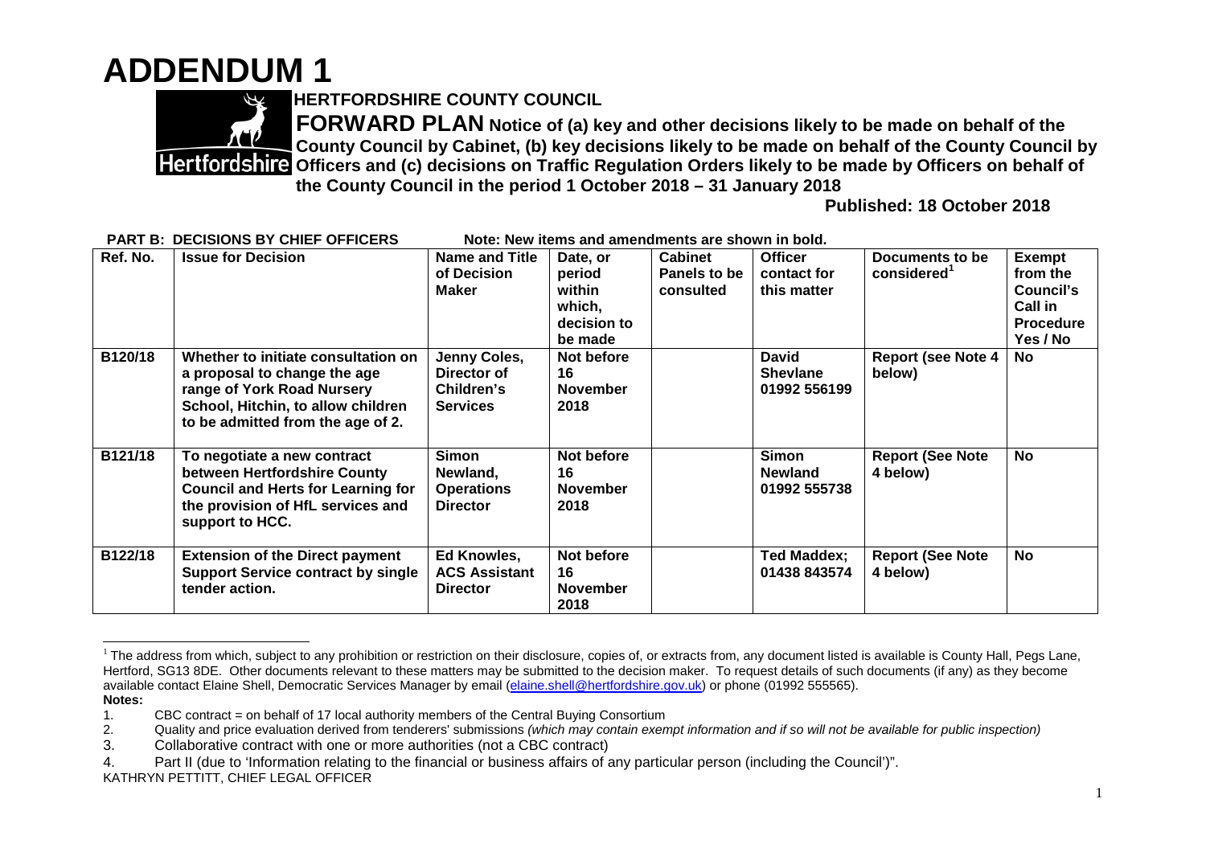# ADDENDUM 1

**HERTFORDSHIRE COUNTY COUNCIL**

**FORWARD PLAN Notice of (a) key and other decisions likely to be made on behalf of the County Council by Cabinet, (b) key decisions likely to be made on behalf of the County Council by Officers and (c) decisions on Traffic Regulation Orders likely to be made by Officers on behalf of the County Council in the period 1 October 2018 – 31 January 2018**

**Published: 18 October 2018**

**PART B: DECISIONS BY CHIEF OFFICERS** **Note: New items and amendments are shown in bold.**

| Ref. No. | Issue for Decision | Name and Title of Decision Maker | Date, or period within which, decision to be made | Cabinet Panels to be consulted | Officer contact for this matter | Documents to be considered[1] | Exempt from the Council's Call in Procedure Yes / No |
|---|---|---|---|---|---|---|---|
| **B120/18** | **Whether to initiate consultation on a proposal to change the age range of York Road Nursery School, Hitchin, to allow children to be admitted from the age of 2.** | **Jenny Coles, Director of Children's Services** | **Not before 16 November 2018** | | **David Shevlane 01992 556199** | **Report (see Note 4 below)** | **No** |
| **B121/18** | **To negotiate a new contract between Hertfordshire County Council and Herts for Learning for the provision of HfL services and support to HCC.** | **Simon Newland, Operations Director** | **Not before 16 November 2018** | | **Simon Newland 01992 555738** | **Report (See Note 4 below)** | **No** |
| **B122/18** | **Extension of the Direct payment Support Service contract by single tender action.** | **Ed Knowles, ACS Assistant Director** | **Not before 16 November 2018** | | **Ted Maddex; 01438 843574** | **Report (See Note 4 below)** | **No** |

[1] The address from which, subject to any prohibition or restriction on their disclosure, copies of, or extracts from, any document listed is available is County Hall, Pegs Lane, Hertford, SG13 8DE. Other documents relevant to these matters may be submitted to the decision maker. To request details of such documents (if any) as they become available contact Elaine Shell, Democratic Services Manager by email (elaine.shell@hertfordshire.gov.uk) or phone (01992 555565).

**Notes:**

1. CBC contract = on behalf of 17 local authority members of the Central Buying Consortium
2. Quality and price evaluation derived from tenderers' submissions *(which may contain exempt information and if so will not be available for public inspection)*
3. Collaborative contract with one or more authorities (not a CBC contract)
4. Part II (due to 'Information relating to the financial or business affairs of any particular person (including the Council')".

KATHRYN PETTITT, CHIEF LEGAL OFFICER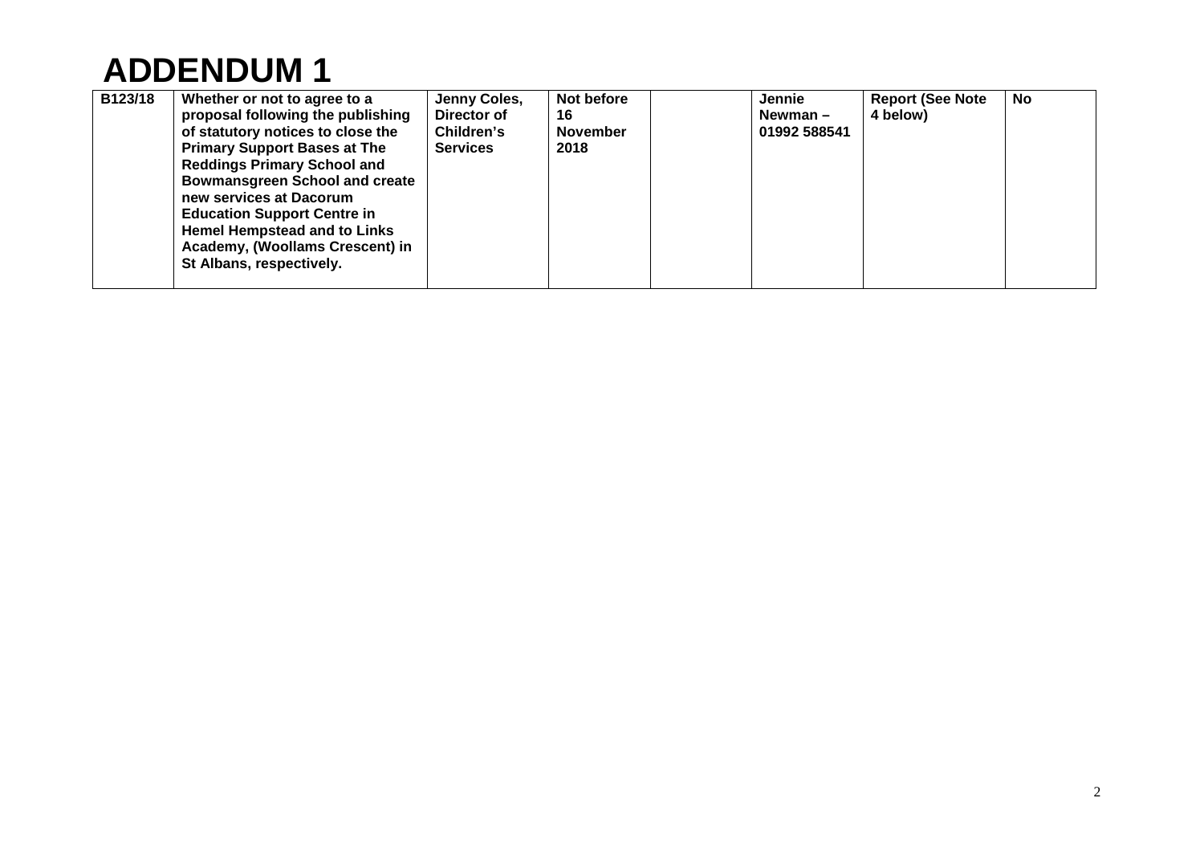# ADDENDUM 1

| | | | | | | | |
|---|---|---|---|---|---|---|---|
| **B123/18** | **Whether or not to agree to a proposal following the publishing of statutory notices to close the Primary Support Bases at The Reddings Primary School and Bowmansgreen School and create new services at Dacorum Education Support Centre in Hemel Hempstead and to Links Academy, (Woollams Crescent) in St Albans, respectively.** | **Jenny Coles, Director of Children's Services** | **Not before 16 November 2018** | | **Jennie Newman – 01992 588541** | **Report (See Note 4 below)** | **No** |